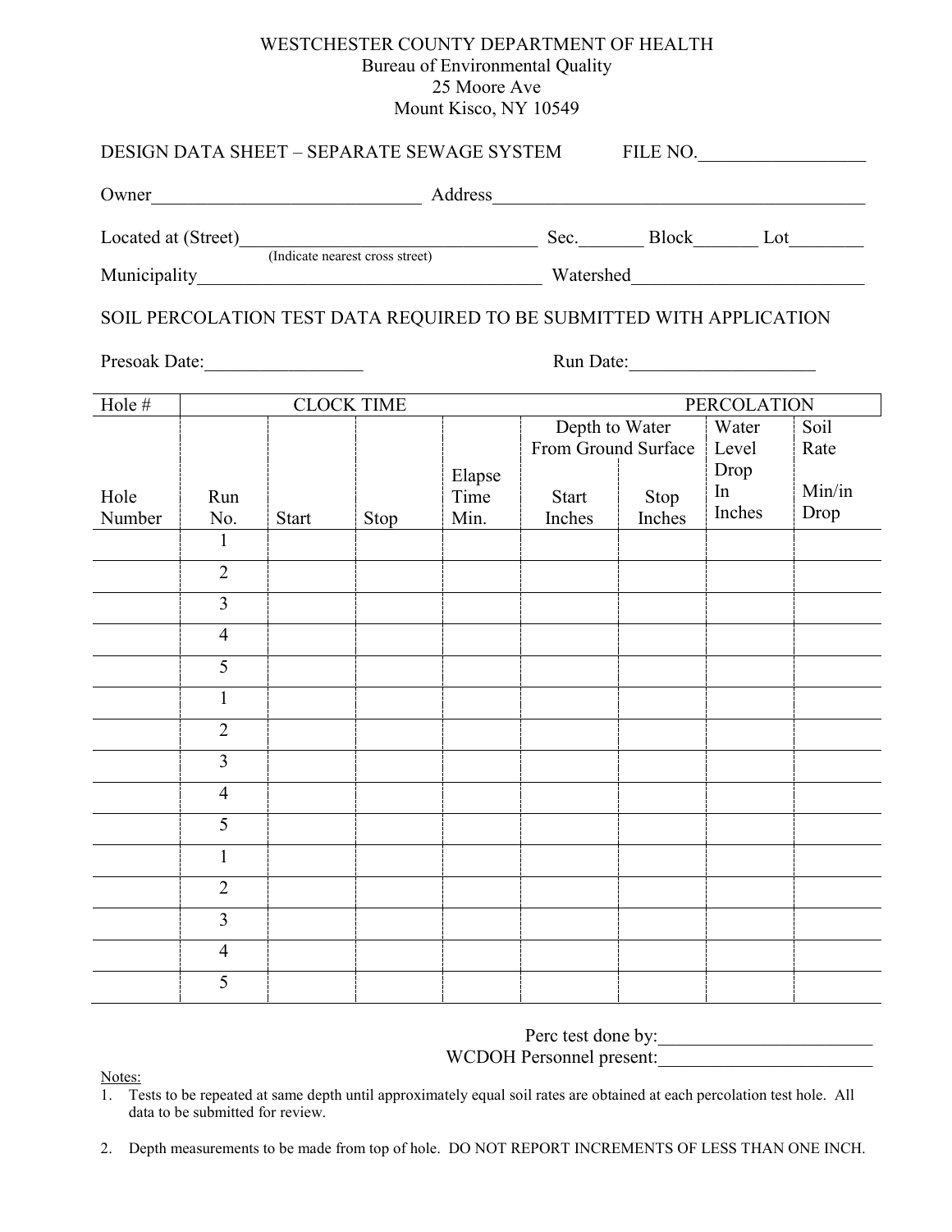WESTCHESTER COUNTY DEPARTMENT OF HEALTH
Bureau of Environmental Quality
25 Moore Ave
Mount Kisco, NY 10549

DESIGN DATA SHEET – SEPARATE SEWAGE SYSTEM FILE NO.__________________

Owner_____________________________ Address__________________________________________

Located at (Street)_______________________________ Sec._______ Block_______ Lot________
(Indicate nearest cross street)

Municipality_____________________________________ Watershed_________________________

SOIL PERCOLATION TEST DATA REQUIRED TO BE SUBMITTED WITH APPLICATION

Presoak Date:_________________ Run Date:____________________

| Hole # | CLOCK TIME | | | | | | PERCOLATION | |
|---|---|---|---|---|---|---|---|---|
| | | | | | Depth to Water From Ground Surface | | | |
| Hole Number | Run No. | Start | Stop | Elapse Time Min. | Start Inches | Stop Inches | Water Level Drop In Inches | Soil Rate Min/in Drop |
| | 1 | | | | | | | |
| | 2 | | | | | | | |
| | 3 | | | | | | | |
| | 4 | | | | | | | |
| | 5 | | | | | | | |
| | 1 | | | | | | | |
| | 2 | | | | | | | |
| | 3 | | | | | | | |
| | 4 | | | | | | | |
| | 5 | | | | | | | |
| | 1 | | | | | | | |
| | 2 | | | | | | | |
| | 3 | | | | | | | |
| | 4 | | | | | | | |
| | 5 | | | | | | | |

Perc test done by:_______________________
WCDOH Personnel present:_______________________

Notes:

1. Tests to be repeated at same depth until approximately equal soil rates are obtained at each percolation test hole. All data to be submitted for review.

2. Depth measurements to be made from top of hole. DO NOT REPORT INCREMENTS OF LESS THAN ONE INCH.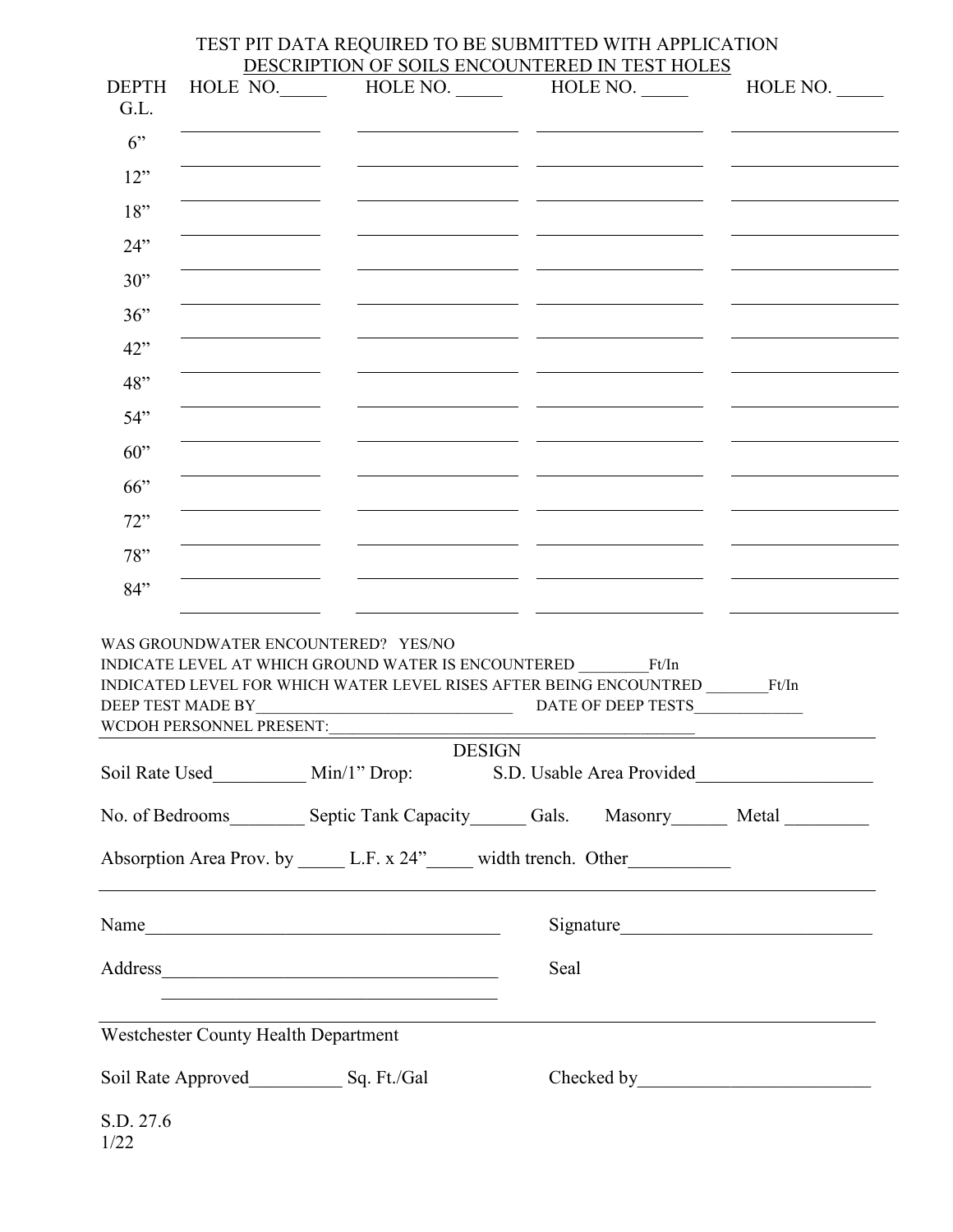# TEST PIT DATA REQUIRED TO BE SUBMITTED WITH APPLICATION

## DESCRIPTION OF SOILS ENCOUNTERED IN TEST HOLES

| DEPTH G.L. | HOLE NO.\_\_\_\_\_ | HOLE NO. \_\_\_\_\_ | HOLE NO. \_\_\_\_\_ | HOLE NO. \_\_\_\_\_ |
|---|---|---|---|---|
| 6” | | | | |
| 12” | | | | |
| 18” | | | | |
| 24” | | | | |
| 30” | | | | |
| 36” | | | | |
| 42” | | | | |
| 48” | | | | |
| 54” | | | | |
| 60” | | | | |
| 66” | | | | |
| 72” | | | | |
| 78” | | | | |
| 84” | | | | |

WAS GROUNDWATER ENCOUNTERED? YES/NO

INDICATE LEVEL AT WHICH GROUND WATER IS ENCOUNTERED \_\_\_\_\_\_\_\_\_Ft/In

INDICATED LEVEL FOR WHICH WATER LEVEL RISES AFTER BEING ENCOUNTRED \_\_\_\_\_\_\_\_Ft/In

DEEP TEST MADE BY\_\_\_\_\_\_\_\_\_\_\_\_\_\_\_\_\_\_\_\_\_\_\_\_\_\_\_\_\_\_\_\_ DATE OF DEEP TESTS\_\_\_\_\_\_\_\_\_\_\_\_\_\_

WCDOH PERSONNEL PRESENT:\_\_\_\_\_\_\_\_\_\_\_\_\_\_\_\_\_\_\_\_\_\_\_\_\_\_\_\_\_\_\_\_\_\_\_\_\_\_\_\_\_\_\_\_\_\_

## DESIGN

Soil Rate Used\_\_\_\_\_\_\_\_\_\_ Min/1” Drop: S.D. Usable Area Provided\_\_\_\_\_\_\_\_\_\_\_\_\_\_\_\_\_\_\_

No. of Bedrooms\_\_\_\_\_\_\_\_ Septic Tank Capacity\_\_\_\_\_\_ Gals. Masonry\_\_\_\_\_\_ Metal \_\_\_\_\_\_\_\_\_

Absorption Area Prov. by \_\_\_\_\_ L.F. x 24”\_\_\_\_\_ width trench. Other\_\_\_\_\_\_\_\_\_\_\_

Name\_\_\_\_\_\_\_\_\_\_\_\_\_\_\_\_\_\_\_\_\_\_\_\_\_\_\_\_\_\_\_\_\_\_\_\_\_\_\_ Signature\_\_\_\_\_\_\_\_\_\_\_\_\_\_\_\_\_\_\_\_\_\_\_\_\_\_\_

Address\_\_\_\_\_\_\_\_\_\_\_\_\_\_\_\_\_\_\_\_\_\_\_\_\_\_\_\_\_\_\_\_\_\_\_\_\_ Seal

\_\_\_\_\_\_\_\_\_\_\_\_\_\_\_\_\_\_\_\_\_\_\_\_\_\_\_\_\_\_\_\_\_\_\_\_\_

Westchester County Health Department

Soil Rate Approved\_\_\_\_\_\_\_\_\_\_ Sq. Ft./Gal Checked by\_\_\_\_\_\_\_\_\_\_\_\_\_\_\_\_\_\_\_\_\_\_\_\_\_

S.D. 27.6
1/22